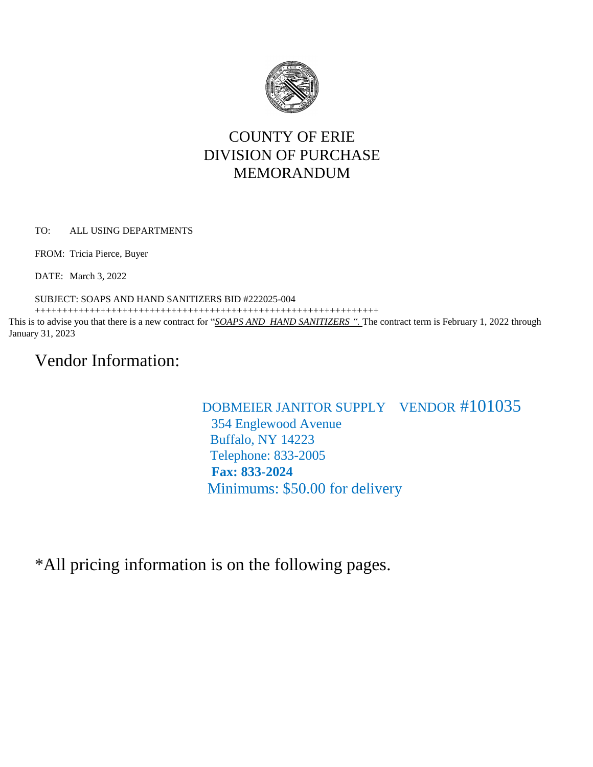# COUNTY OF ERIE
# DIVISION OF PURCHASE
# MEMORANDUM

TO: ALL USING DEPARTMENTS

FROM: Tricia Pierce, Buyer

DATE: March 3, 2022

SUBJECT: SOAPS AND HAND SANITIZERS BID #222025-004

+++++++++++++++++++++++++++++++++++++++++++++++++++++++++++++++++

This is to advise you that there is a new contract for "***SOAPS AND HAND SANITIZERS "***. The contract term is February 1, 2022 through January 31, 2023

## Vendor Information:

DOBMEIER JANITOR SUPPLY VENDOR #101035
354 Englewood Avenue
Buffalo, NY 14223
Telephone: 833-2005
**Fax: 833-2024**
Minimums: $50.00 for delivery

*All pricing information is on the following pages.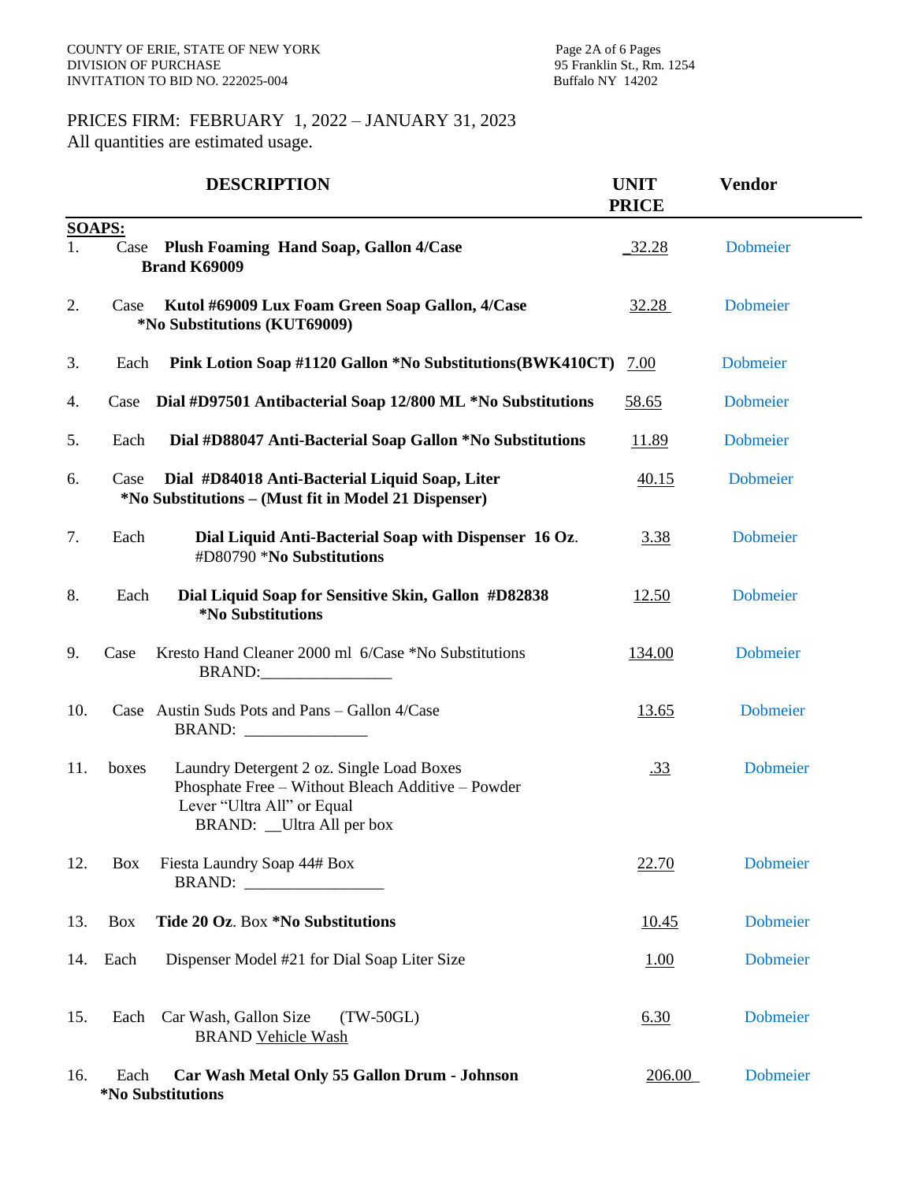COUNTY OF ERIE, STATE OF NEW YORK
DIVISION OF PURCHASE
INVITATION TO BID NO. 222025-004

95 Franklin St., Rm. 1254
Buffalo NY 14202

PRICES FIRM: FEBRUARY 1, 2022 – JANUARY 31, 2023
All quantities are estimated usage.

| | | DESCRIPTION | UNIT PRICE | Vendor |
|---|---|---|---|---|
| **SOAPS:** | | | | |
| 1. | Case | **Plush Foaming Hand Soap, Gallon 4/Case Brand K69009** | _32.28 | Dobmeier |
| 2. | Case | **Kutol #69009 Lux Foam Green Soap Gallon, 4/Case *No Substitutions (KUT69009)** | 32.28 | Dobmeier |
| 3. | Each | **Pink Lotion Soap #1120 Gallon *No Substitutions(BWK410CT)** | 7.00 | Dobmeier |
| 4. | Case | **Dial #D97501 Antibacterial Soap 12/800 ML *No Substitutions** | 58.65 | Dobmeier |
| 5. | Each | **Dial #D88047 Anti-Bacterial Soap Gallon *No Substitutions** | 11.89 | Dobmeier |
| 6. | Case | **Dial #D84018 Anti-Bacterial Liquid Soap, Liter *No Substitutions – (Must fit in Model 21 Dispenser)** | 40.15 | Dobmeier |
| 7. | Each | **Dial Liquid Anti-Bacterial Soap with Dispenser 16 Oz**. #D80790 ***No Substitutions** | 3.38 | Dobmeier |
| 8. | Each | **Dial Liquid Soap for Sensitive Skin, Gallon #D82838 *No Substitutions** | 12.50 | Dobmeier |
| 9. | Case | Kresto Hand Cleaner 2000 ml 6/Case *No Substitutions BRAND:________________ | 134.00 | Dobmeier |
| 10. | Case | Austin Suds Pots and Pans – Gallon 4/Case BRAND: _______________ | 13.65 | Dobmeier |
| 11. | boxes | Laundry Detergent 2 oz. Single Load Boxes Phosphate Free – Without Bleach Additive – Powder Lever "Ultra All" or Equal BRAND: __Ultra All per box | .33 | Dobmeier |
| 12. | Box | Fiesta Laundry Soap 44# Box BRAND: _________________ | 22.70 | Dobmeier |
| 13. | Box | **Tide 20 Oz**. Box ***No Substitutions** | 10.45 | Dobmeier |
| 14. | Each | Dispenser Model #21 for Dial Soap Liter Size | 1.00 | Dobmeier |
| 15. | Each | Car Wash, Gallon Size (TW-50GL) BRAND Vehicle Wash | 6.30 | Dobmeier |
| 16. | Each | **Car Wash Metal Only 55 Gallon Drum - Johnson *No Substitutions** | 206.00_ | Dobmeier |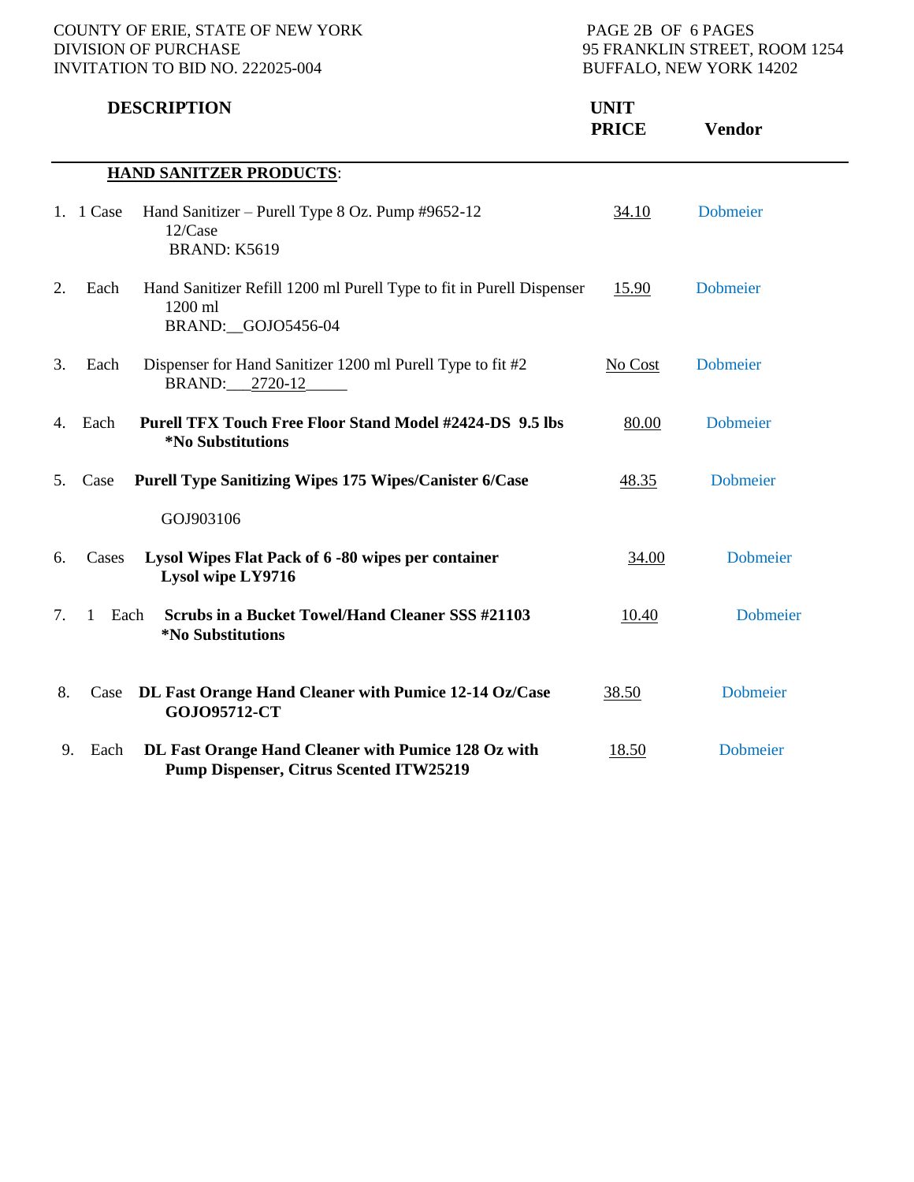COUNTY OF ERIE, STATE OF NEW YORK
DIVISION OF PURCHASE
INVITATION TO BID NO. 222025-004

95 FRANKLIN STREET, ROOM 1254
BUFFALO, NEW YORK 14202

| | | DESCRIPTION | UNIT PRICE | Vendor |
|---|---|---|---|---|
| | | **HAND SANITIZER PRODUCTS**: | | |
| 1. | 1 Case | Hand Sanitizer – Purell Type 8 Oz. Pump #9652-12 12/Case BRAND: K5619 | 34.10 | Dobmeier |
| 2. | Each | Hand Sanitizer Refill 1200 ml Purell Type to fit in Purell Dispenser 1200 ml BRAND:__GOJO5456-04 | 15.90 | Dobmeier |
| 3. | Each | Dispenser for Hand Sanitizer 1200 ml Purell Type to fit #2 BRAND:___2720-12_____ | No Cost | Dobmeier |
| 4. | Each | **Purell TFX Touch Free Floor Stand Model #2424-DS 9.5 lbs *No Substitutions** | 80.00 | Dobmeier |
| 5. | Case | **Purell Type Sanitizing Wipes 175 Wipes/Canister 6/Case** GOJ903106 | 48.35 | Dobmeier |
| 6. | Cases | **Lysol Wipes Flat Pack of 6 -80 wipes per container Lysol wipe LY9716** | 34.00 | Dobmeier |
| 7. | 1 Each | **Scrubs in a Bucket Towel/Hand Cleaner SSS #21103 *No Substitutions** | 10.40 | Dobmeier |
| 8. | Case | **DL Fast Orange Hand Cleaner with Pumice 12-14 Oz/Case GOJO95712-CT** | 38.50 | Dobmeier |
| 9. | Each | **DL Fast Orange Hand Cleaner with Pumice 128 Oz with Pump Dispenser, Citrus Scented ITW25219** | 18.50 | Dobmeier |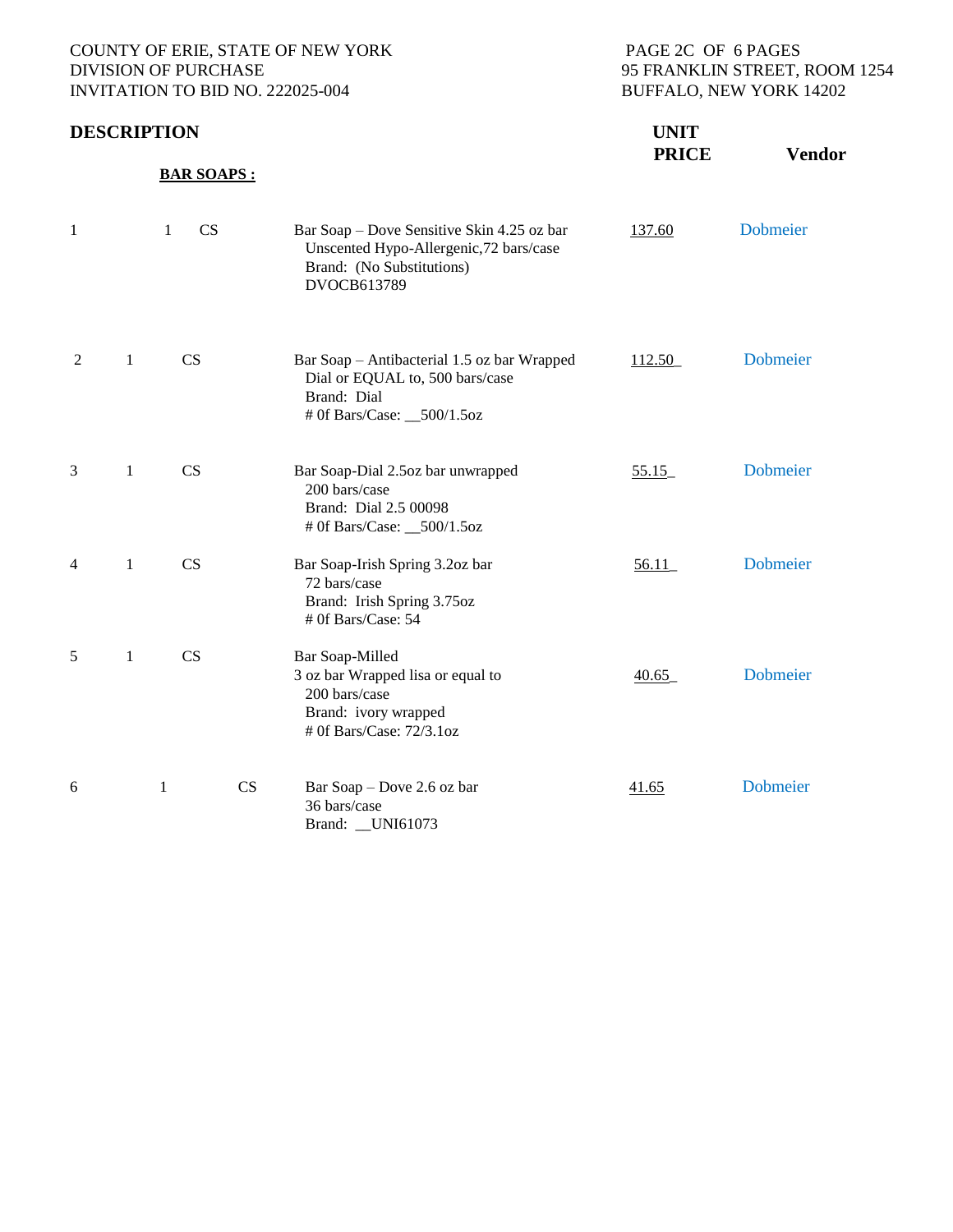COUNTY OF ERIE, STATE OF NEW YORK
DIVISION OF PURCHASE
INVITATION TO BID NO. 222025-004

PAGE 2C OF 6 PAGES
95 FRANKLIN STREET, ROOM 1254
BUFFALO, NEW YORK 14202

| DESCRIPTION | | | | UNIT PRICE | Vendor |
|---|---|---|---|---|---|
| | **BAR SOAPS :** | | | | |
| 1 | 1 | CS | Bar Soap – Dove Sensitive Skin 4.25 oz bar Unscented Hypo-Allergenic,72 bars/case Brand: (No Substitutions) DVOCB613789 | 137.60 | Dobmeier |
| 2 | 1 | CS | Bar Soap – Antibacterial 1.5 oz bar Wrapped Dial or EQUAL to, 500 bars/case Brand: Dial # 0f Bars/Case: __500/1.5oz | 112.50_ | Dobmeier |
| 3 | 1 | CS | Bar Soap-Dial 2.5oz bar unwrapped 200 bars/case Brand: Dial 2.5 00098 # 0f Bars/Case: __500/1.5oz | 55.15_ | Dobmeier |
| 4 | 1 | CS | Bar Soap-Irish Spring 3.2oz bar 72 bars/case Brand: Irish Spring 3.75oz # 0f Bars/Case: 54 | 56.11_ | Dobmeier |
| 5 | 1 | CS | Bar Soap-Milled 3 oz bar Wrapped lisa or equal to 200 bars/case Brand: ivory wrapped # 0f Bars/Case: 72/3.1oz | 40.65_ | Dobmeier |
| 6 | 1 | CS | Bar Soap – Dove 2.6 oz bar 36 bars/case Brand: __UNI61073 | 41.65 | Dobmeier |